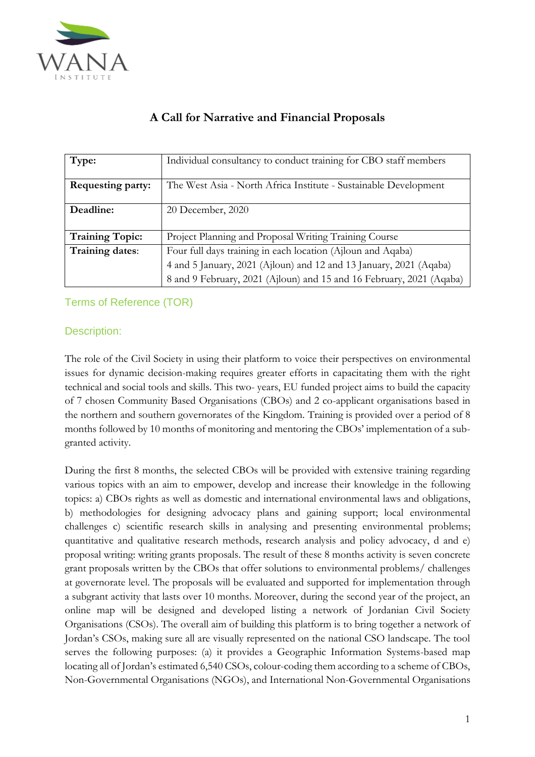# A Call for Narrative and Financial Proposals

| **Type:** | Individual consultancy to conduct training for CBO staff members |
|---|---|
| **Requesting party:** | The West Asia - North Africa Institute - Sustainable Development |
| **Deadline:** | 20 December, 2020 |
| **Training Topic:** | Project Planning and Proposal Writing Training Course |
| **Training dates:** | Four full days training in each location (Ajloun and Aqaba)<br>4 and 5 January, 2021 (Ajloun) and 12 and 13 January, 2021 (Aqaba)<br>8 and 9 February, 2021 (Ajloun) and 15 and 16 February, 2021 (Aqaba) |

## Terms of Reference (TOR)

## Description:

The role of the Civil Society in using their platform to voice their perspectives on environmental issues for dynamic decision-making requires greater efforts in capacitating them with the right technical and social tools and skills. This two- years, EU funded project aims to build the capacity of 7 chosen Community Based Organisations (CBOs) and 2 co-applicant organisations based in the northern and southern governorates of the Kingdom. Training is provided over a period of 8 months followed by 10 months of monitoring and mentoring the CBOs' implementation of a sub-granted activity.

During the first 8 months, the selected CBOs will be provided with extensive training regarding various topics with an aim to empower, develop and increase their knowledge in the following topics: a) CBOs rights as well as domestic and international environmental laws and obligations, b) methodologies for designing advocacy plans and gaining support; local environmental challenges c) scientific research skills in analysing and presenting environmental problems; quantitative and qualitative research methods, research analysis and policy advocacy, d and e) proposal writing: writing grants proposals. The result of these 8 months activity is seven concrete grant proposals written by the CBOs that offer solutions to environmental problems/ challenges at governorate level. The proposals will be evaluated and supported for implementation through a subgrant activity that lasts over 10 months. Moreover, during the second year of the project, an online map will be designed and developed listing a network of Jordanian Civil Society Organisations (CSOs). The overall aim of building this platform is to bring together a network of Jordan's CSOs, making sure all are visually represented on the national CSO landscape. The tool serves the following purposes: (a) it provides a Geographic Information Systems-based map locating all of Jordan's estimated 6,540 CSOs, colour-coding them according to a scheme of CBOs, Non-Governmental Organisations (NGOs), and International Non-Governmental Organisations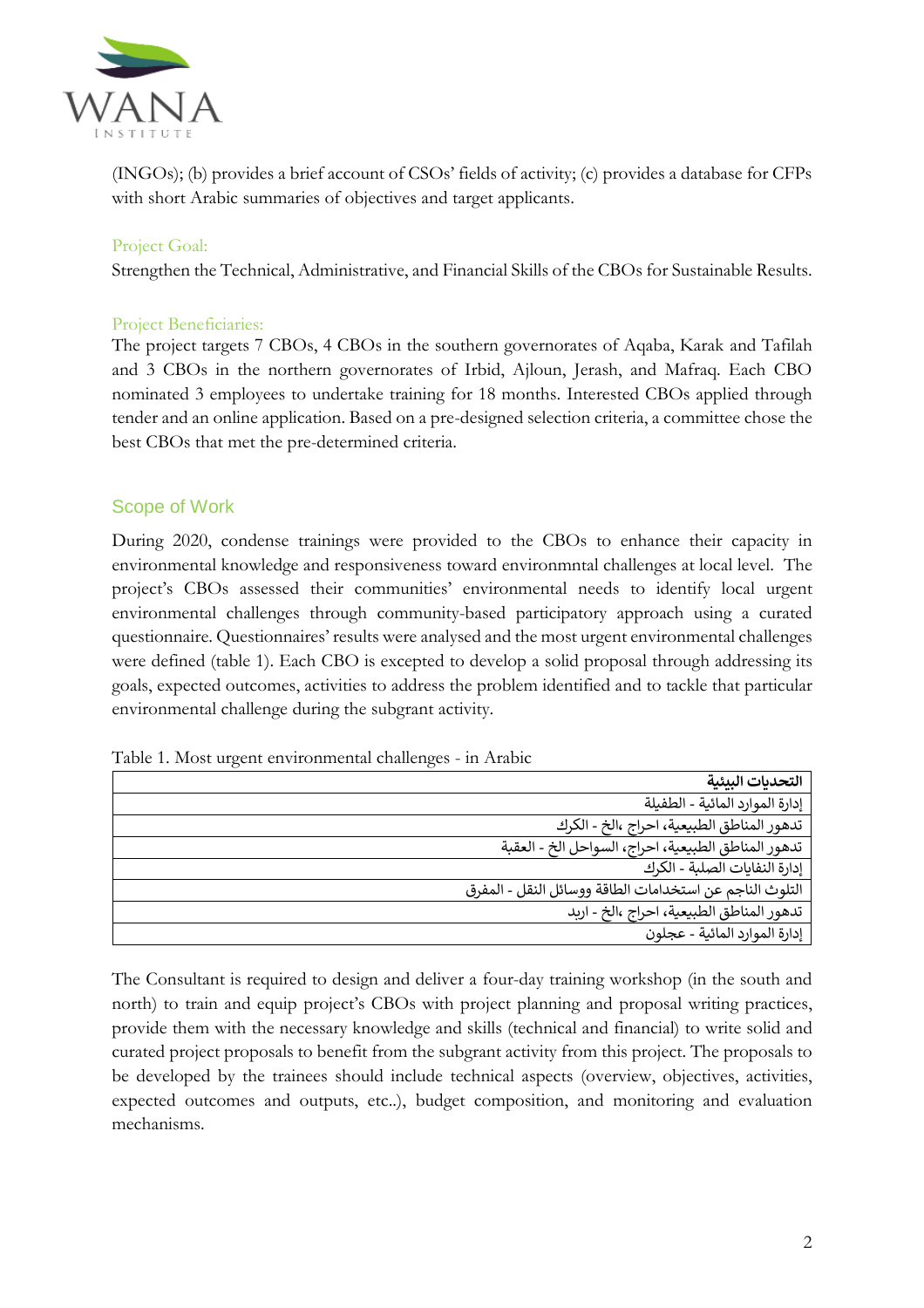(INGOs); (b) provides a brief account of CSOs' fields of activity; (c) provides a database for CFPs with short Arabic summaries of objectives and target applicants.

### Project Goal:

Strengthen the Technical, Administrative, and Financial Skills of the CBOs for Sustainable Results.

### Project Beneficiaries:

The project targets 7 CBOs, 4 CBOs in the southern governorates of Aqaba, Karak and Tafilah and 3 CBOs in the northern governorates of Irbid, Ajloun, Jerash, and Mafraq. Each CBO nominated 3 employees to undertake training for 18 months. Interested CBOs applied through tender and an online application. Based on a pre-designed selection criteria, a committee chose the best CBOs that met the pre-determined criteria.

## Scope of Work

During 2020, condense trainings were provided to the CBOs to enhance their capacity in environmental knowledge and responsiveness toward environmntal challenges at local level. The project's CBOs assessed their communities' environmental needs to identify local urgent environmental challenges through community-based participatory approach using a curated questionnaire. Questionnaires' results were analysed and the most urgent environmental challenges were defined (table 1). Each CBO is excepted to develop a solid proposal through addressing its goals, expected outcomes, activities to address the problem identified and to tackle that particular environmental challenge during the subgrant activity.

Table 1. Most urgent environmental challenges - in Arabic

| **التحديات البيئية** |
|---|
| إدارة الموارد المائية - الطفيلة |
| تدهور المناطق الطبيعية، احراج ،الخ - الكرك |
| تدهور المناطق الطبيعية، احراج، السواحل الخ - العقبة |
| إدارة النفايات الصلبة - الكرك |
| التلوث الناجم عن استخدامات الطاقة ووسائل النقل - المفرق |
| تدهور المناطق الطبيعية، احراج ،الخ - اربد |
| إدارة الموارد المائية - عجلون |

The Consultant is required to design and deliver a four-day training workshop (in the south and north) to train and equip project's CBOs with project planning and proposal writing practices, provide them with the necessary knowledge and skills (technical and financial) to write solid and curated project proposals to benefit from the subgrant activity from this project. The proposals to be developed by the trainees should include technical aspects (overview, objectives, activities, expected outcomes and outputs, etc..), budget composition, and monitoring and evaluation mechanisms.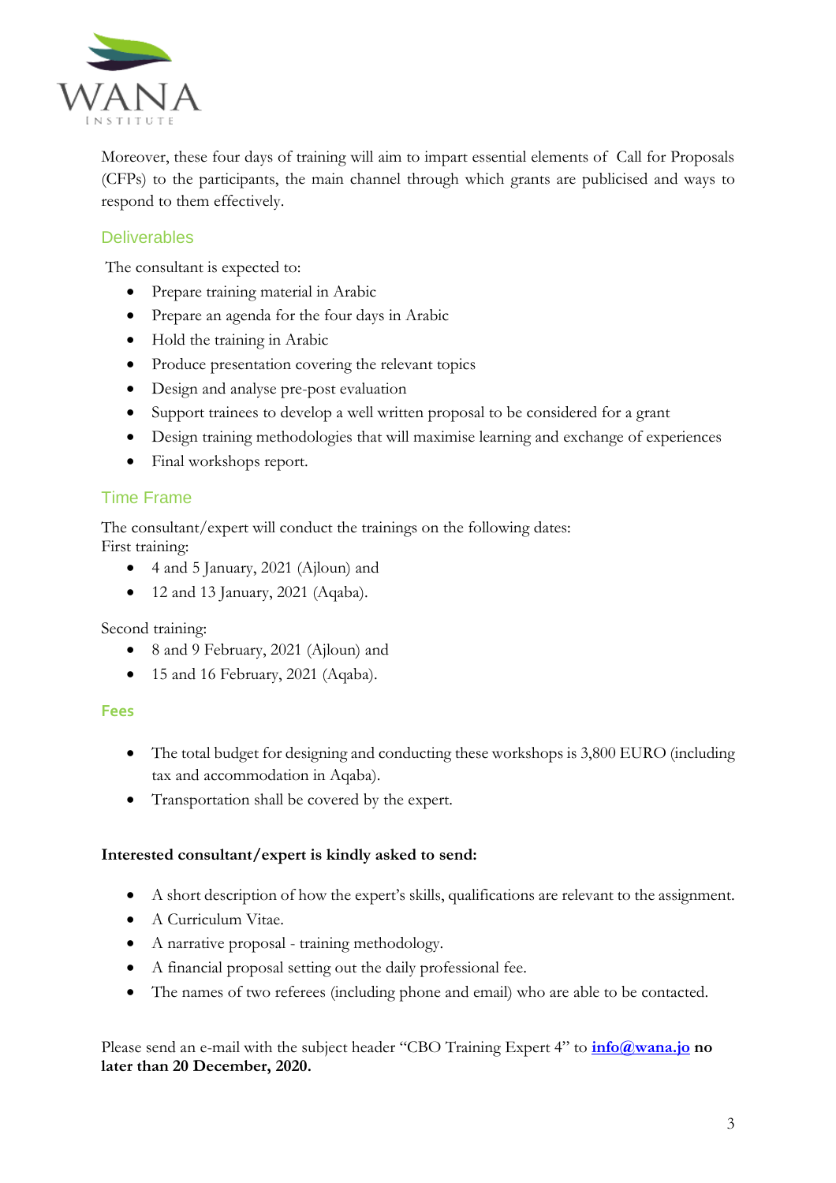Moreover, these four days of training will aim to impart essential elements of Call for Proposals (CFPs) to the participants, the main channel through which grants are publicised and ways to respond to them effectively.

## Deliverables

The consultant is expected to:

- Prepare training material in Arabic
- Prepare an agenda for the four days in Arabic
- Hold the training in Arabic
- Produce presentation covering the relevant topics
- Design and analyse pre-post evaluation
- Support trainees to develop a well written proposal to be considered for a grant
- Design training methodologies that will maximise learning and exchange of experiences
- Final workshops report.

## Time Frame

The consultant/expert will conduct the trainings on the following dates:
First training:

- 4 and 5 January, 2021 (Ajloun) and
- 12 and 13 January, 2021 (Aqaba).

Second training:

- 8 and 9 February, 2021 (Ajloun) and
- 15 and 16 February, 2021 (Aqaba).

## Fees

- The total budget for designing and conducting these workshops is 3,800 EURO (including tax and accommodation in Aqaba).
- Transportation shall be covered by the expert.

**Interested consultant/expert is kindly asked to send:**

- A short description of how the expert's skills, qualifications are relevant to the assignment.
- A Curriculum Vitae.
- A narrative proposal - training methodology.
- A financial proposal setting out the daily professional fee.
- The names of two referees (including phone and email) who are able to be contacted.

Please send an e-mail with the subject header "CBO Training Expert 4" to **info@wana.jo** **no later than 20 December, 2020.**